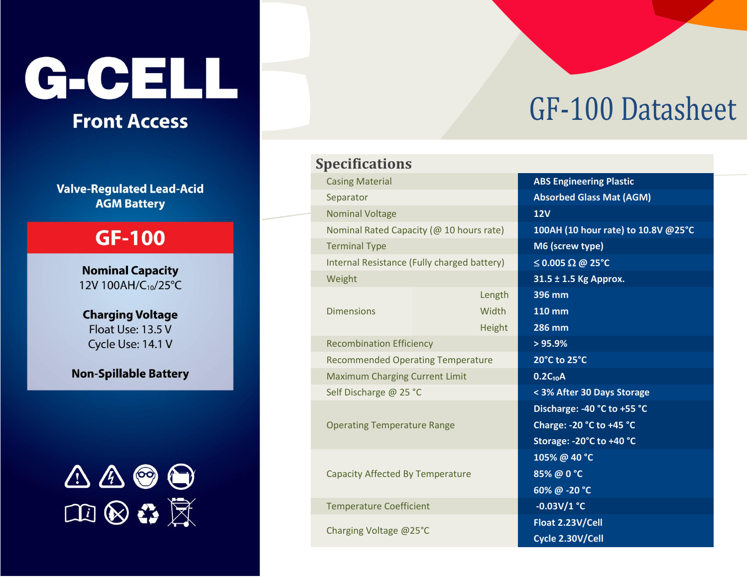# G-CELL

## Front Access

**Valve-Regulated Lead-Acid AGM Battery**

## GF-100

**Nominal Capacity**

12V 100AH/$C_{10}$/25°C

**Charging Voltage**

Float Use: 13.5 V

Cycle Use: 14.1 V

**Non-Spillable Battery**

# GF-100 Datasheet

## Specifications

| Parameter | | Value |
|---|---|---|
| Casing Material | | **ABS Engineering Plastic** |
| Separator | | **Absorbed Glass Mat (AGM)** |
| Nominal Voltage | | **12V** |
| Nominal Rated Capacity (@ 10 hours rate) | | **100AH (10 hour rate) to 10.8V @25°C** |
| Terminal Type | | **M6 (screw type)** |
| Internal Resistance (Fully charged battery) | | **≤ 0.005 Ω @ 25°C** |
| Weight | | **31.5 ± 1.5 Kg Approx.** |
| Dimensions | Length | **396 mm** |
| | Width | **110 mm** |
| | Height | **286 mm** |
| Recombination Efficiency | | **> 95.9%** |
| Recommended Operating Temperature | | **20°C to 25°C** |
| Maximum Charging Current Limit | | **0.2$C_{10}$A** |
| Self Discharge @ 25 °C | | **< 3% After 30 Days Storage** |
| Operating Temperature Range | | **Discharge: -40 °C to +55 °C** |
| | | **Charge: -20 °C to +45 °C** |
| | | **Storage: -20°C to +40 °C** |
| Capacity Affected By Temperature | | **105% @ 40 °C** |
| | | **85% @ 0 °C** |
| | | **60% @ -20 °C** |
| Temperature Coefficient | | **-0.03V/1 °C** |
| Charging Voltage @25°C | | **Float 2.23V/Cell** |
| | | **Cycle 2.30V/Cell** |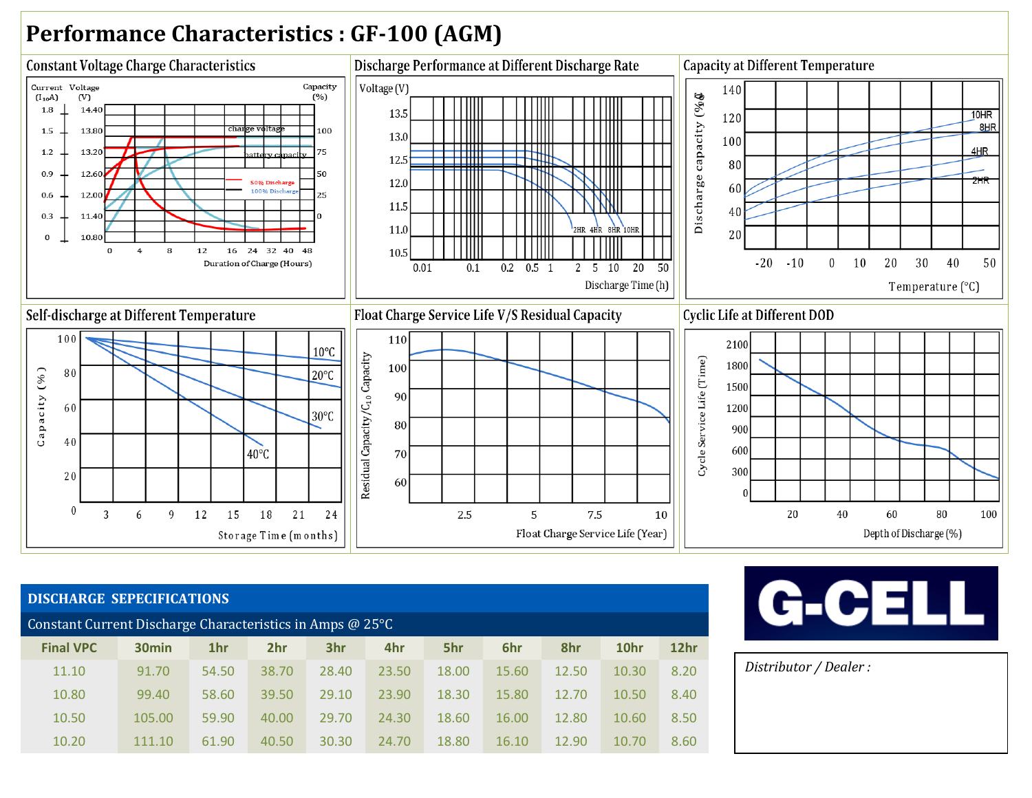# Performance Characteristics : GF-100 (AGM)

## Constant Voltage Charge Characteristics

Current ($I_{10}A$) Voltage (V) Capacity (%)

1.8 14.40
1.5 13.80 100
1.2 13.20 75
0.9 12.60 50
0.6 12.00 25
0.3 11.40 0
0 10.80

charge voltage
battery capacity
50% Discharge
100% Discharge

0 4 8 12 16 24 32 40 48

Duration of Charge (Hours)

## Discharge Performance at Different Discharge Rate

Voltage (V)

13.5
13.0
12.5
12.0
11.5
11.0
10.5

2HR 4HR 8HR 10HR

0.01 0.1 0.2 0.5 1 2 5 10 20 50

Discharge Time (h)

## Capacity at Different Temperature

Discharge capacity (%)

140
120
100
80
60
40
20

10HR
8HR
4HR
2HR

-20 -10 0 10 20 30 40 50

Temperature (°C)

## Self-discharge at Different Temperature

Capacity (%)

100
80
60
40
20
0

10°C
20°C
30°C
40°C

3 6 9 12 15 18 21 24

Storage Time (months)

## Float Charge Service Life V/S Residual Capacity

Residual Capacity/$C_{10}$ Capacity

110
100
90
80
70
60

2.5 5 7.5 10

Float Charge Service Life (Year)

## Cyclic Life at Different DOD

Cycle Service Life (Time)

2100
1800
1500
1200
900
600
300
0

20 40 60 80 100

Depth of Discharge (%)

## DISCHARGE SEPECIFICATIONS

Constant Current Discharge Characteristics in Amps @ 25°C

| Final VPC | 30min | 1hr | 2hr | 3hr | 4hr | 5hr | 6hr | 8hr | 10hr | 12hr |
|---|---|---|---|---|---|---|---|---|---|---|
| 11.10 | 91.70 | 54.50 | 38.70 | 28.40 | 23.50 | 18.00 | 15.60 | 12.50 | 10.30 | 8.20 |
| 10.80 | 99.40 | 58.60 | 39.50 | 29.10 | 23.90 | 18.30 | 15.80 | 12.70 | 10.50 | 8.40 |
| 10.50 | 105.00 | 59.90 | 40.00 | 29.70 | 24.30 | 18.60 | 16.00 | 12.80 | 10.60 | 8.50 |
| 10.20 | 111.10 | 61.90 | 40.50 | 30.30 | 24.70 | 18.80 | 16.10 | 12.90 | 10.70 | 8.60 |

G-CELL

*Distributor / Dealer :*